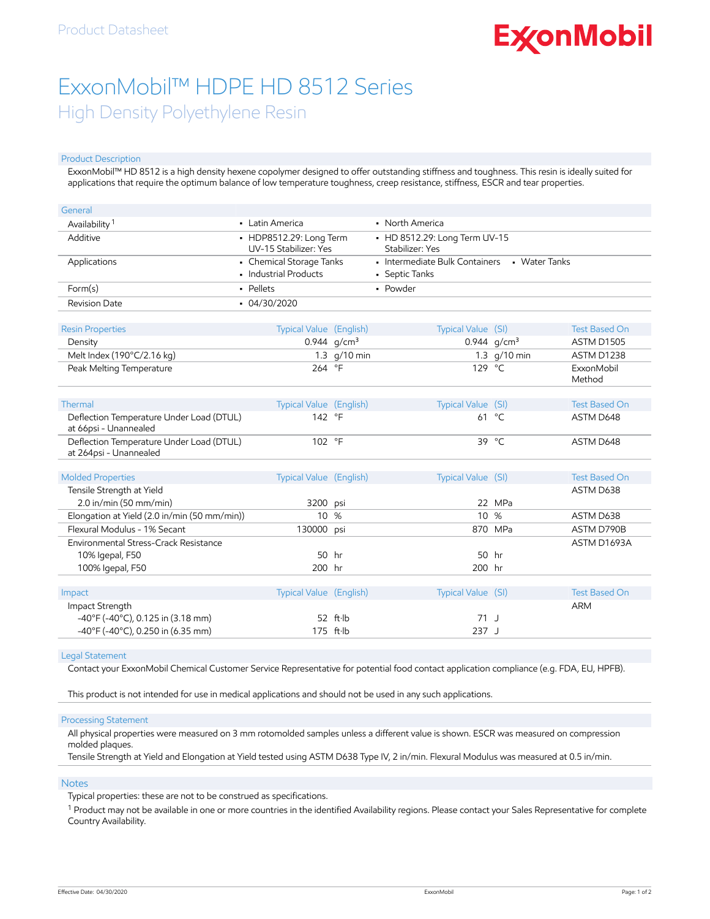Product Datasheet

# ExxonMobil™ HDPE HD 8512 Series

## High Density Polyethylene Resin

### Product Description

ExxonMobil™ HD 8512 is a high density hexene copolymer designed to offer outstanding stiffness and toughness. This resin is ideally suited for applications that require the optimum balance of low temperature toughness, creep resistance, stiffness, ESCR and tear properties.

| General | | | |
|---|---|---|---|
| Availability [1] | • Latin America | • North America | |
| Additive | • HDP8512.29: Long Term UV-15 Stabilizer: Yes | • HD 8512.29: Long Term UV-15 Stabilizer: Yes | |
| Applications | • Chemical Storage Tanks<br>• Industrial Products | • Intermediate Bulk Containers<br>• Septic Tanks | • Water Tanks |
| Form(s) | • Pellets | • Powder | |
| Revision Date | • 04/30/2020 | | |

| Resin Properties | Typical Value (English) | | Typical Value (SI) | | Test Based On |
|---|---|---|---|---|---|
| Density | 0.944 | $g/cm^3$ | 0.944 | $g/cm^3$ | ASTM D1505 |
| Melt Index (190°C/2.16 kg) | 1.3 | g/10 min | 1.3 | g/10 min | ASTM D1238 |
| Peak Melting Temperature | 264 | °F | 129 | °C | ExxonMobil Method |

| Thermal | Typical Value (English) | | Typical Value (SI) | | Test Based On |
|---|---|---|---|---|---|
| Deflection Temperature Under Load (DTUL) at 66psi - Unannealed | 142 | °F | 61 | °C | ASTM D648 |
| Deflection Temperature Under Load (DTUL) at 264psi - Unannealed | 102 | °F | 39 | °C | ASTM D648 |

| Molded Properties | Typical Value (English) | | Typical Value (SI) | | Test Based On |
|---|---|---|---|---|---|
| Tensile Strength at Yield | | | | | ASTM D638 |
| 2.0 in/min (50 mm/min) | 3200 | psi | 22 | MPa | |
| Elongation at Yield (2.0 in/min (50 mm/min)) | 10 | % | 10 | % | ASTM D638 |
| Flexural Modulus - 1% Secant | 130000 | psi | 870 | MPa | ASTM D790B |
| Environmental Stress-Crack Resistance | | | | | ASTM D1693A |
| 10% Igepal, F50 | 50 | hr | 50 | hr | |
| 100% Igepal, F50 | 200 | hr | 200 | hr | |

| Impact | Typical Value (English) | | Typical Value (SI) | | Test Based On |
|---|---|---|---|---|---|
| Impact Strength | | | | | ARM |
| -40°F (-40°C), 0.125 in (3.18 mm) | 52 | ft·lb | 71 | J | |
| -40°F (-40°C), 0.250 in (6.35 mm) | 175 | ft·lb | 237 | J | |

### Legal Statement

Contact your ExxonMobil Chemical Customer Service Representative for potential food contact application compliance (e.g. FDA, EU, HPFB).

This product is not intended for use in medical applications and should not be used in any such applications.

### Processing Statement

All physical properties were measured on 3 mm rotomolded samples unless a different value is shown. ESCR was measured on compression molded plaques.
Tensile Strength at Yield and Elongation at Yield tested using ASTM D638 Type IV, 2 in/min. Flexural Modulus was measured at 0.5 in/min.

### Notes

Typical properties: these are not to be construed as specifications.

[1] Product may not be available in one or more countries in the identified Availability regions. Please contact your Sales Representative for complete Country Availability.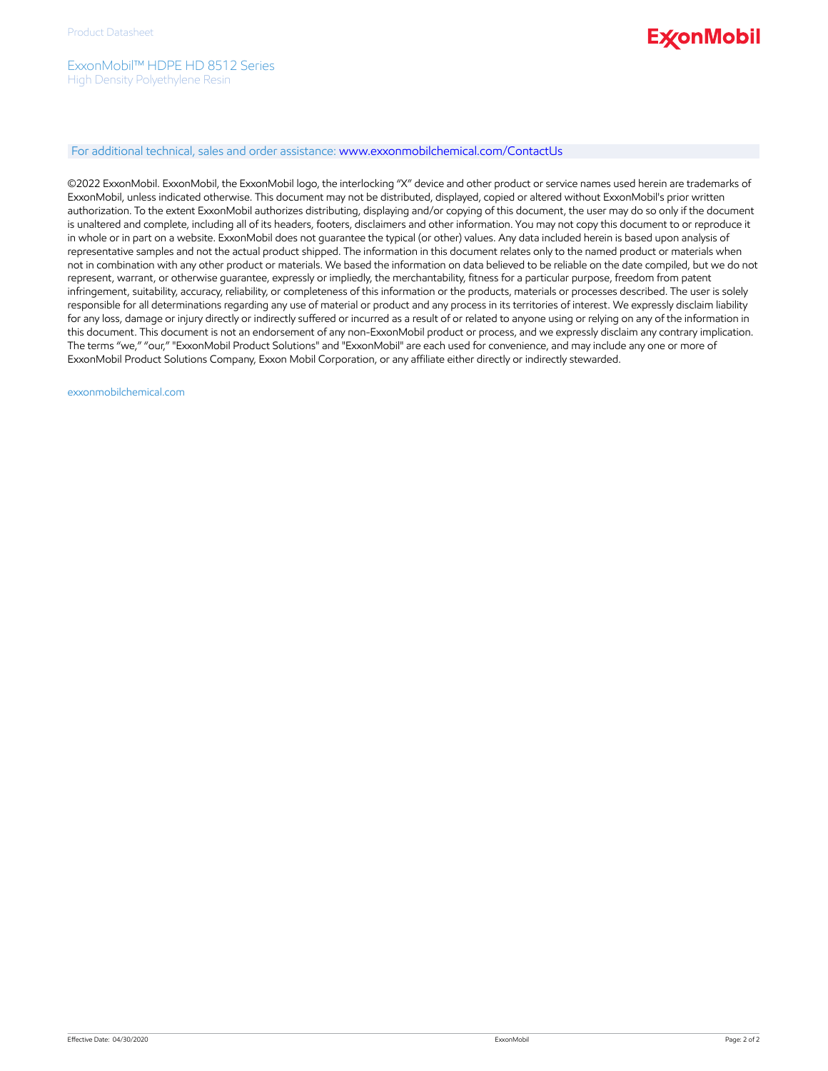For additional technical, sales and order assistance: www.exxonmobilchemical.com/ContactUs

©2022 ExxonMobil. ExxonMobil, the ExxonMobil logo, the interlocking "X" device and other product or service names used herein are trademarks of ExxonMobil, unless indicated otherwise. This document may not be distributed, displayed, copied or altered without ExxonMobil's prior written authorization. To the extent ExxonMobil authorizes distributing, displaying and/or copying of this document, the user may do so only if the document is unaltered and complete, including all of its headers, footers, disclaimers and other information. You may not copy this document to or reproduce it in whole or in part on a website. ExxonMobil does not guarantee the typical (or other) values. Any data included herein is based upon analysis of representative samples and not the actual product shipped. The information in this document relates only to the named product or materials when not in combination with any other product or materials. We based the information on data believed to be reliable on the date compiled, but we do not represent, warrant, or otherwise guarantee, expressly or impliedly, the merchantability, fitness for a particular purpose, freedom from patent infringement, suitability, accuracy, reliability, or completeness of this information or the products, materials or processes described. The user is solely responsible for all determinations regarding any use of material or product and any process in its territories of interest. We expressly disclaim liability for any loss, damage or injury directly or indirectly suffered or incurred as a result of or related to anyone using or relying on any of the information in this document. This document is not an endorsement of any non-ExxonMobil product or process, and we expressly disclaim any contrary implication. The terms "we," "our," "ExxonMobil Product Solutions" and "ExxonMobil" are each used for convenience, and may include any one or more of ExxonMobil Product Solutions Company, Exxon Mobil Corporation, or any affiliate either directly or indirectly stewarded.

exxonmobilchemical.com